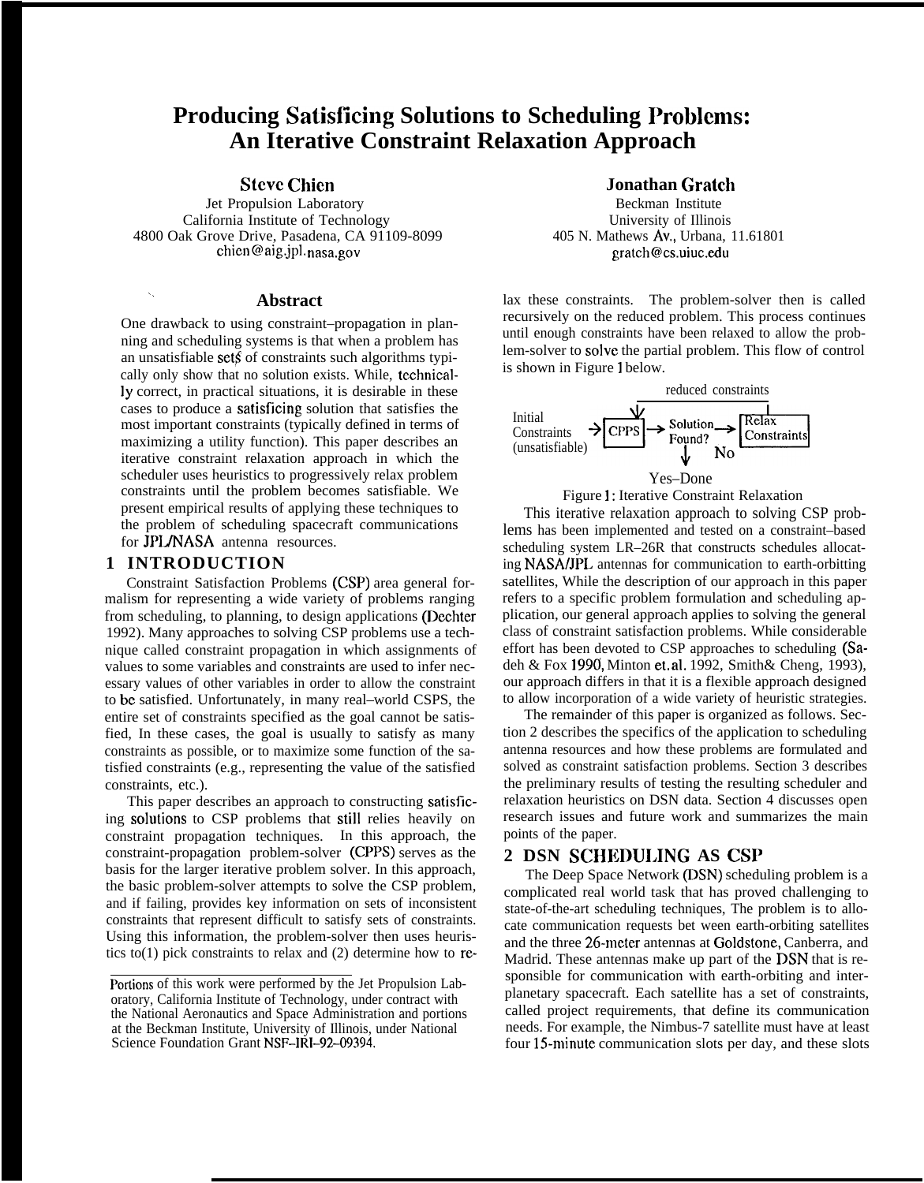# Producing Satisficing Solutions to Scheduling Problems: An Iterative Constraint Relaxation Approach

**Steve Chien**
Jet Propulsion Laboratory
California Institute of Technology
4800 Oak Grove Drive, Pasadena, CA 91109-8099
chien@aig.jpl.nasa.gov

**Jonathan Gratch**
Beckman Institute
University of Illinois
405 N. Mathews Av., Urbana, 11.61801
gratch@cs.uiuc.edu

## Abstract

One drawback to using constraint–propagation in planning and scheduling systems is that when a problem has an unsatisfiable sets of constraints such algorithms typically only show that no solution exists. While, technically correct, in practical situations, it is desirable in these cases to produce a satisficing solution that satisfies the most important constraints (typically defined in terms of maximizing a utility function). This paper describes an iterative constraint relaxation approach in which the scheduler uses heuristics to progressively relax problem constraints until the problem becomes satisfiable. We present empirical results of applying these techniques to the problem of scheduling spacecraft communications for JPL/NASA antenna resources.

## 1 INTRODUCTION

Constraint Satisfaction Problems (CSP) area general formalism for representing a wide variety of problems ranging from scheduling, to planning, to design applications (Dechter 1992). Many approaches to solving CSP problems use a technique called constraint propagation in which assignments of values to some variables and constraints are used to infer necessary values of other variables in order to allow the constraint to be satisfied. Unfortunately, in many real–world CSPS, the entire set of constraints specified as the goal cannot be satisfied, In these cases, the goal is usually to satisfy as many constraints as possible, or to maximize some function of the satisfied constraints (e.g., representing the value of the satisfied constraints, etc.).

This paper describes an approach to constructing satisficing solutions to CSP problems that still relies heavily on constraint propagation techniques. In this approach, the constraint-propagation problem-solver (CPPS) serves as the basis for the larger iterative problem solver. In this approach, the basic problem-solver attempts to solve the CSP problem, and if failing, provides key information on sets of inconsistent constraints that represent difficult to satisfy sets of constraints. Using this information, the problem-solver then uses heuristics to(1) pick constraints to relax and (2) determine how to relax these constraints. The problem-solver then is called recursively on the reduced problem. This process continues until enough constraints have been relaxed to allow the problem-solver to solve the partial problem. This flow of control is shown in Figure 1 below.

Initial Constraints (unsatisfiable) → CPPS → Solution Found? → No → Relax Constraints → (reduced constraints) → CPPS; Yes–Done

Figure 1: Iterative Constraint Relaxation

This iterative relaxation approach to solving CSP problems has been implemented and tested on a constraint–based scheduling system LR–26R that constructs schedules allocating NASA/JPL antennas for communication to earth-orbitting satellites, While the description of our approach in this paper refers to a specific problem formulation and scheduling application, our general approach applies to solving the general class of constraint satisfaction problems. While considerable effort has been devoted to CSP approaches to scheduling (Sadeh & Fox 1990, Minton et.al. 1992, Smith& Cheng, 1993), our approach differs in that it is a flexible approach designed to allow incorporation of a wide variety of heuristic strategies.

The remainder of this paper is organized as follows. Section 2 describes the specifics of the application to scheduling antenna resources and how these problems are formulated and solved as constraint satisfaction problems. Section 3 describes the preliminary results of testing the resulting scheduler and relaxation heuristics on DSN data. Section 4 discusses open research issues and future work and summarizes the main points of the paper.

## 2 DSN SCHEDULING AS CSP

The Deep Space Network (DSN) scheduling problem is a complicated real world task that has proved challenging to state-of-the-art scheduling techniques, The problem is to allocate communication requests bet ween earth-orbiting satellites and the three 26-meter antennas at Goldstone, Canberra, and Madrid. These antennas make up part of the DSN that is responsible for communication with earth-orbiting and interplanetary spacecraft. Each satellite has a set of constraints, called project requirements, that define its communication needs. For example, the Nimbus-7 satellite must have at least four 15-minute communication slots per day, and these slots

Portions of this work were performed by the Jet Propulsion Laboratory, California Institute of Technology, under contract with the National Aeronautics and Space Administration and portions at the Beckman Institute, University of Illinois, under National Science Foundation Grant NSF–IRI–92–09394.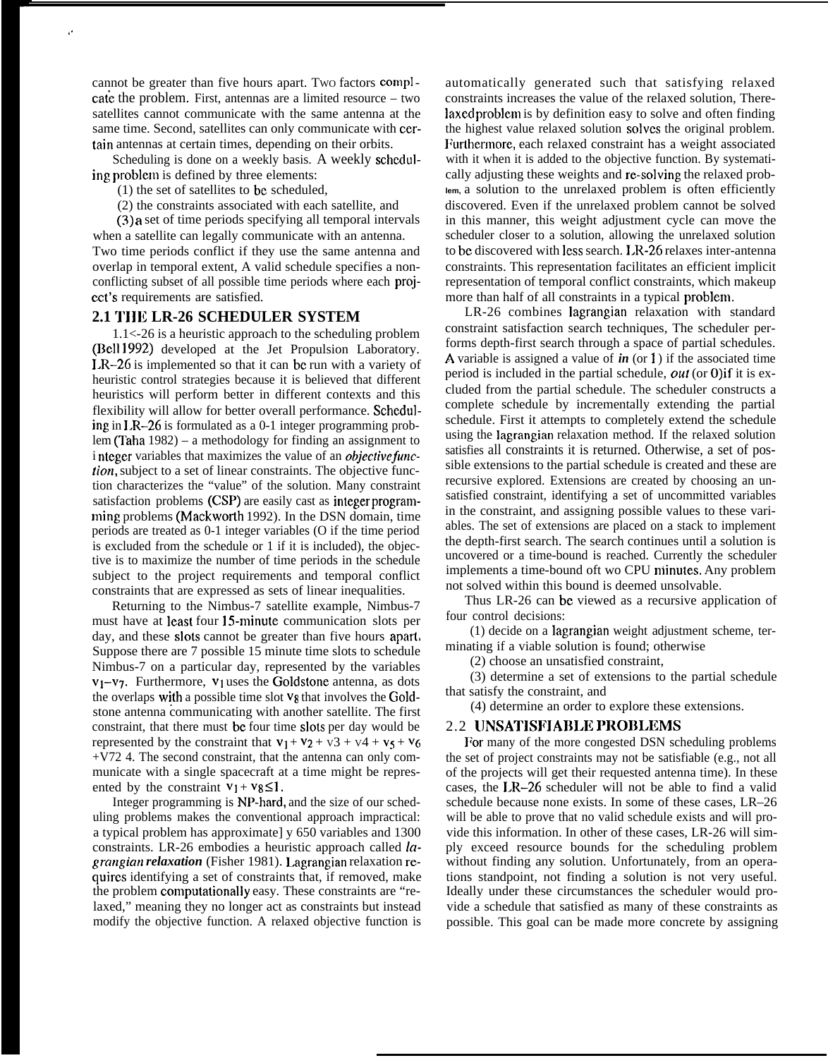cannot be greater than five hours apart. Two factors complicate the problem. First, antennas are a limited resource – two satellites cannot communicate with the same antenna at the same time. Second, satellites can only communicate with certain antennas at certain times, depending on their orbits.

Scheduling is done on a weekly basis. A weekly scheduling problem is defined by three elements:

(1) the set of satellites to be scheduled,

(2) the constraints associated with each satellite, and

(3) a set of time periods specifying all temporal intervals when a satellite can legally communicate with an antenna.

Two time periods conflict if they use the same antenna and overlap in temporal extent, A valid schedule specifies a non-conflicting subset of all possible time periods where each project's requirements are satisfied.

## 2.1 THE LR-26 SCHEDULER SYSTEM

LR-26 is a heuristic approach to the scheduling problem (Bell 1992) developed at the Jet Propulsion Laboratory. LR-26 is implemented so that it can be run with a variety of heuristic control strategies because it is believed that different heuristics will perform better in different contexts and this flexibility will allow for better overall performance. Scheduling in LR-26 is formulated as a 0-1 integer programming problem (Taha 1982) – a methodology for finding an assignment to integer variables that maximizes the value of an *objective function*, subject to a set of linear constraints. The objective function characterizes the "value" of the solution. Many constraint satisfaction problems (CSP) are easily cast as integer programming problems (Mackworth 1992). In the DSN domain, time periods are treated as 0-1 integer variables (0 if the time period is excluded from the schedule or 1 if it is included), the objective is to maximize the number of time periods in the schedule subject to the project requirements and temporal conflict constraints that are expressed as sets of linear inequalities.

Returning to the Nimbus-7 satellite example, Nimbus-7 must have at least four 15-minute communication slots per day, and these slots cannot be greater than five hours apart. Suppose there are 7 possible 15 minute time slots to schedule Nimbus-7 on a particular day, represented by the variables $v_1$–$v_7$. Furthermore, $v_1$ uses the Goldstone antenna, as dots the overlaps with a possible time slot $v_8$ that involves the Goldstone antenna communicating with another satellite. The first constraint, that there must be four time slots per day would be represented by the constraint that $v_1 + v_2 + v_3 + v_4 + v_5 + v_6 + v_7 \geq 4$. The second constraint, that the antenna can only communicate with a single spacecraft at a time might be represented by the constraint $v_1 + v_8 \leq 1$.

Integer programming is NP-hard, and the size of our scheduling problems makes the conventional approach impractical: a typical problem has approximately 650 variables and 1300 constraints. LR-26 embodies a heuristic approach called *lagrangian relaxation* (Fisher 1981). Lagrangian relaxation requires identifying a set of constraints that, if removed, make the problem computationally easy. These constraints are "relaxed," meaning they no longer act as constraints but instead modify the objective function. A relaxed objective function is automatically generated such that satisfying relaxed constraints increases the value of the relaxed solution, The relaxed problem is by definition easy to solve and often finding the highest value relaxed solution solves the original problem. Furthermore, each relaxed constraint has a weight associated with it when it is added to the objective function. By systematically adjusting these weights and re-solving the relaxed problem, a solution to the unrelaxed problem is often efficiently discovered. Even if the unrelaxed problem cannot be solved in this manner, this weight adjustment cycle can move the scheduler closer to a solution, allowing the unrelaxed solution to be discovered with less search. LR-26 relaxes inter-antenna constraints. This representation facilitates an efficient implicit representation of temporal conflict constraints, which makeup more than half of all constraints in a typical problem.

LR-26 combines lagrangian relaxation with standard constraint satisfaction search techniques, The scheduler performs depth-first search through a space of partial schedules. A variable is assigned a value of *in* (or 1) if the associated time period is included in the partial schedule, *out* (or 0) if it is excluded from the partial schedule. The scheduler constructs a complete schedule by incrementally extending the partial schedule. First it attempts to completely extend the schedule using the lagrangian relaxation method. If the relaxed solution satisfies all constraints it is returned. Otherwise, a set of possible extensions to the partial schedule is created and these are recursive explored. Extensions are created by choosing an unsatisfied constraint, identifying a set of uncommitted variables in the constraint, and assigning possible values to these variables. The set of extensions are placed on a stack to implement the depth-first search. The search continues until a solution is uncovered or a time-bound is reached. Currently the scheduler implements a time-bound of two CPU minutes. Any problem not solved within this bound is deemed unsolvable.

Thus LR-26 can be viewed as a recursive application of four control decisions:

(1) decide on a lagrangian weight adjustment scheme, terminating if a viable solution is found; otherwise

(2) choose an unsatisfied constraint,

(3) determine a set of extensions to the partial schedule that satisfy the constraint, and

(4) determine an order to explore these extensions.

## 2.2 UNSATISFIABLE PROBLEMS

For many of the more congested DSN scheduling problems the set of project constraints may not be satisfiable (e.g., not all of the projects will get their requested antenna time). In these cases, the LR-26 scheduler will not be able to find a valid schedule because none exists. In some of these cases, LR–26 will be able to prove that no valid schedule exists and will provide this information. In other of these cases, LR-26 will simply exceed resource bounds for the scheduling problem without finding any solution. Unfortunately, from an operations standpoint, not finding a solution is not very useful. Ideally under these circumstances the scheduler would provide a schedule that satisfied as many of these constraints as possible. This goal can be made more concrete by assigning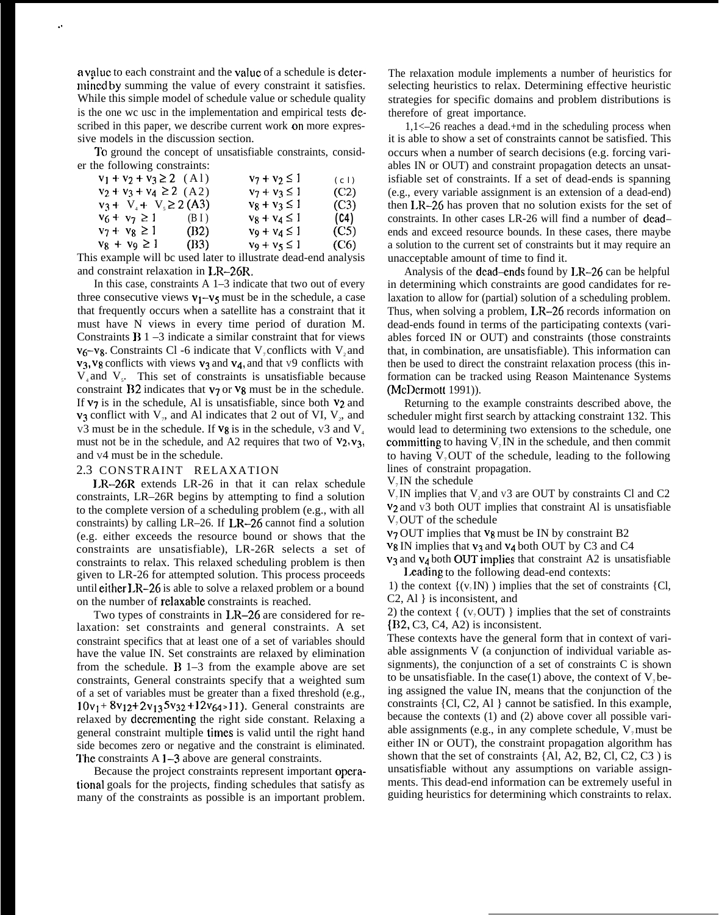a value to each constraint and the value of a schedule is determined by summing the value of every constraint it satisfies. While this simple model of schedule value or schedule quality is the one we use in the implementation and empirical tests described in this paper, we describe current work on more expressive models in the discussion section.

To ground the concept of unsatisfiable constraints, consider the following constraints:

| | | | |
|---|---|---|---|
| $v_1 + v_2 + v_3 \geq 2$ | (A1) | $v_7 + v_2 \leq 1$ | (C1) |
| $v_2 + v_3 + v_4 \geq 2$ | (A2) | $v_7 + v_3 \leq 1$ | (C2) |
| $v_3 + V_4 + V_5 \geq 2$ | (A3) | $v_8 + v_3 \leq 1$ | (C3) |
| $v_6 + v_7 \geq 1$ | (B1) | $v_8 + v_4 \leq 1$ | (C4) |
| $v_7 + v_8 \geq 1$ | (B2) | $v_9 + v_4 \leq 1$ | (C5) |
| $v_8 + v_9 \geq 1$ | (B3) | $v_9 + v_5 \leq 1$ | (C6) |

This example will be used later to illustrate dead-end analysis and constraint relaxation in LR-26R.

In this case, constraints A 1–3 indicate that two out of every three consecutive views $v_1$–$v_5$ must be in the schedule, a case that frequently occurs when a satellite has a constraint that it must have N views in every time period of duration M. Constraints B 1–3 indicate a similar constraint that for views $v_6$–$v_8$. Constraints C1 -6 indicate that $V_7$ conflicts with $V_2$ and $v_3, v_8$ conflicts with views $v_3$ and $v_4$, and that v9 conflicts with $V_4$ and $V_5$. This set of constraints is unsatisfiable because constraint B2 indicates that $v_7$ or $v_8$ must be in the schedule. If $v_7$ is in the schedule, Al is unsatisfiable, since both $v_2$ and $v_3$ conflict with $V_7$, and Al indicates that 2 out of VI, $V_2$, and v3 must be in the schedule. If $v_8$ is in the schedule, v3 and $V_4$ must not be in the schedule, and A2 requires that two of $v_2, v_3$, and v4 must be in the schedule.

## 2.3 CONSTRAINT RELAXATION

LR-26R extends LR-26 in that it can relax schedule constraints, LR–26R begins by attempting to find a solution to the complete version of a scheduling problem (e.g., with all constraints) by calling LR–26. If LR-26 cannot find a solution (e.g. either exceeds the resource bound or shows that the constraints are unsatisfiable), LR-26R selects a set of constraints to relax. This relaxed scheduling problem is then given to LR-26 for attempted solution. This process proceeds until either LR-26 is able to solve a relaxed problem or a bound on the number of relaxable constraints is reached.

Two types of constraints in LR–26 are considered for relaxation: set constraints and general constraints. A set constraint specifies that at least one of a set of variables should have the value IN. Set constraints are relaxed by elimination from the schedule. B 1–3 from the example above are set constraints, General constraints specify that a weighted sum of a set of variables must be greater than a fixed threshold (e.g., $10v_1 + 8v_{12} + 2v_{13} 5v_{32} + 12v_{64} > 11$). General constraints are relaxed by decrementing the right side constant. Relaxing a general constraint multiple times is valid until the right hand side becomes zero or negative and the constraint is eliminated. The constraints A 1–3 above are general constraints.

Because the project constraints represent important operational goals for the projects, finding schedules that satisfy as many of the constraints as possible is an important problem. The relaxation module implements a number of heuristics for selecting heuristics to relax. Determining effective heuristic strategies for specific domains and problem distributions is therefore of great importance.

LR–26 reaches a dead-end in the scheduling process when it is able to show a set of constraints cannot be satisfied. This occurs when a number of search decisions (e.g. forcing variables IN or OUT) and constraint propagation detects an unsatisfiable set of constraints. If a set of dead-ends is spanning (e.g., every variable assignment is an extension of a dead-end) then LR-26 has proven that no solution exists for the set of constraints. In other cases LR-26 will find a number of dead-ends and exceed resource bounds. In these cases, there maybe a solution to the current set of constraints but it may require an unacceptable amount of time to find it.

Analysis of the dead-ends found by LR-26 can be helpful in determining which constraints are good candidates for relaxation to allow for (partial) solution of a scheduling problem. Thus, when solving a problem, LR-26 records information on dead-ends found in terms of the participating contexts (variables forced IN or OUT) and constraints (those constraints that, in combination, are unsatisfiable). This information can then be used to direct the constraint relaxation process (this information can be tracked using Reason Maintenance Systems (McDermott 1991)).

Returning to the example constraints described above, the scheduler might first search by attacking constraint B2. This would lead to determining two extensions to the schedule, one committing to having $V_7$ IN in the schedule, and then commit to having $V_7$ OUT of the schedule, leading to the following lines of constraint propagation.

$V_7$ IN the schedule
$V_7$ IN implies that $V_2$ and v3 are OUT by constraints Cl and C2
$v_2$ and v3 both OUT implies that constraint Al is unsatisfiable
$V_7$ OUT of the schedule
$v_7$ OUT implies that $v_8$ must be IN by constraint B2
$v_8$ IN implies that $v_3$ and $v_4$ both OUT by C3 and C4
$v_3$ and $v_4$ both OUT implies that constraint A2 is unsatisfiable

Leading to the following dead-end contexts:

1) the context $\{(v_7 \text{IN})\}$ implies that the set of constraints {Cl, C2, Al } is inconsistent, and

2) the context $\{(v_7 \text{OUT})\}$ implies that the set of constraints {B2, C3, C4, A2) is inconsistent.

These contexts have the general form that in context of variable assignments V (a conjunction of individual variable assignments), the conjunction of a set of constraints C is shown to be unsatisfiable. In the case(1) above, the context of $V_7$ being assigned the value IN, means that the conjunction of the constraints {Cl, C2, Al } cannot be satisfied. In this example, because the contexts (1) and (2) above cover all possible variable assignments (e.g., in any complete schedule, $V_7$ must be either IN or OUT), the constraint propagation algorithm has shown that the set of constraints {Al, A2, B2, Cl, C2, C3 ) is unsatisfiable without any assumptions on variable assignments. This dead-end information can be extremely useful in guiding heuristics for determining which constraints to relax.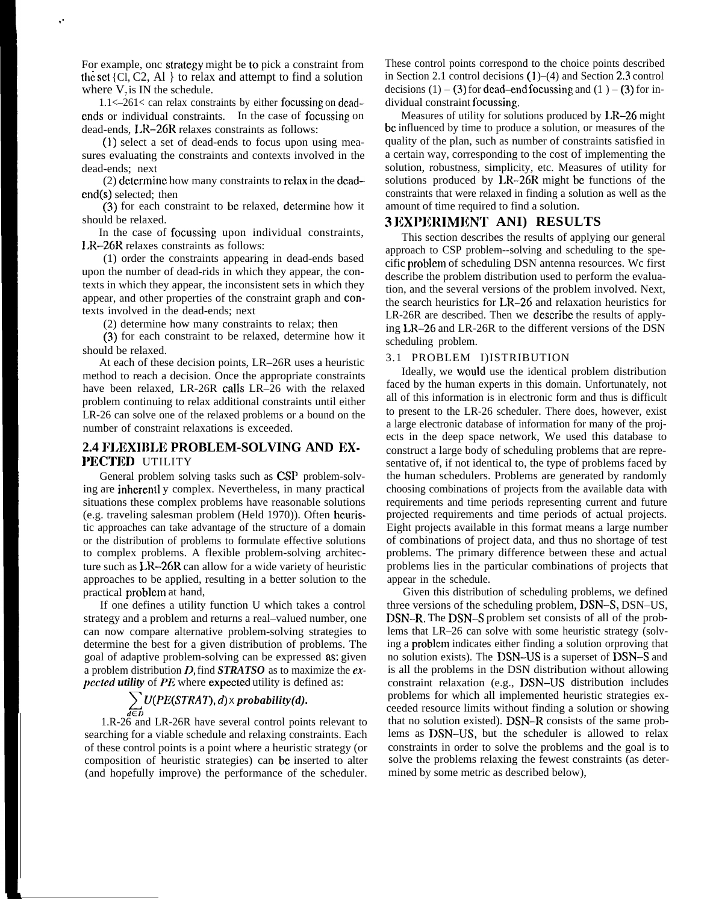For example, onc strategy might be to pick a constraint from the set {Cl, C2, Al } to relax and attempt to find a solution where $V_7$ is IN the schedule.

1.1<–261< can relax constraints by either focussing on dead-ends or individual constraints. In the case of focussing on dead-ends, LR–26R relaxes constraints as follows:

(1) select a set of dead-ends to focus upon using measures evaluating the constraints and contexts involved in the dead-ends; next

(2) determine how many constraints to relax in the dead-end(s) selected; then

(3) for each constraint to be relaxed, determine how it should be relaxed.

In the case of focussing upon individual constraints, LR–26R relaxes constraints as follows:

(1) order the constraints appearing in dead-ends based upon the number of dead-rids in which they appear, the contexts in which they appear, the inconsistent sets in which they appear, and other properties of the constraint graph and contexts involved in the dead-ends; next

(2) determine how many constraints to relax; then

(3) for each constraint to be relaxed, determine how it should be relaxed.

At each of these decision points, LR–26R uses a heuristic method to reach a decision. Once the appropriate constraints have been relaxed, LR-26R calls LR–26 with the relaxed problem continuing to relax additional constraints until either LR-26 can solve one of the relaxed problems or a bound on the number of constraint relaxations is exceeded.

## 2.4 FLEXIBLE PROBLEM-SOLVING AND EXPECTED UTILITY

General problem solving tasks such as CSP problem-solving are inherentl y complex. Nevertheless, in many practical situations these complex problems have reasonable solutions (e.g. traveling salesman problem (Held 1970)). Often heuristic approaches can take advantage of the structure of a domain or the distribution of problems to formulate effective solutions to complex problems. A flexible problem-solving architecture such as LR–26R can allow for a wide variety of heuristic approaches to be applied, resulting in a better solution to the practical problem at hand,

If one defines a utility function U which takes a control strategy and a problem and returns a real–valued number, one can now compare alternative problem-solving strategies to determine the best for a given distribution of problems. The goal of adaptive problem-solving can be expressed as: given a problem distribution *D*, find ***STRATSO*** as to maximize the ***expected utility*** of *PE* where expected utility is defined as:

$$\sum_{d \in D} U(PE(STRAT), d) \times probability(d).$$

1.R-26 and LR-26R have several control points relevant to searching for a viable schedule and relaxing constraints. Each of these control points is a point where a heuristic strategy (or composition of heuristic strategies) can be inserted to alter (and hopefully improve) the performance of the scheduler. These control points correspond to the choice points described in Section 2.1 control decisions (1)–(4) and Section 2.3 control decisions (1) – (3) for dead–end focussing and (1 ) – (3) for individual constraint focussing.

Measures of utility for solutions produced by LR–26 might be influenced by time to produce a solution, or measures of the quality of the plan, such as number of constraints satisfied in a certain way, corresponding to the cost of implementing the solution, robustness, simplicity, etc. Measures of utility for solutions produced by LR-26R might be functions of the constraints that were relaxed in finding a solution as well as the amount of time required to find a solution.

# 3 EXPERIMENT AND RESULTS

This section describes the results of applying our general approach to CSP problem--solving and scheduling to the specific problem of scheduling DSN antenna resources. Wc first describe the problem distribution used to perform the evaluation, and the several versions of the problem involved. Next, the search heuristics for LR–26 and relaxation heuristics for LR-26R are described. Then we describe the results of applying LR–26 and LR-26R to the different versions of the DSN scheduling problem.

## 3.1 PROBLEM DISTRIBUTION

Ideally, we would use the identical problem distribution faced by the human experts in this domain. Unfortunately, not all of this information is in electronic form and thus is difficult to present to the LR-26 scheduler. There does, however, exist a large electronic database of information for many of the projects in the deep space network, We used this database to construct a large body of scheduling problems that are representative of, if not identical to, the type of problems faced by the human schedulers. Problems are generated by randomly choosing combinations of projects from the available data with requirements and time periods representing current and future projected requirements and time periods of actual projects. Eight projects available in this format means a large number of combinations of project data, and thus no shortage of test problems. The primary difference between these and actual problems lies in the particular combinations of projects that appear in the schedule.

Given this distribution of scheduling problems, we defined three versions of the scheduling problem, DSN–S, DSN–US, DSN–R. The DSN–S problem set consists of all of the problems that LR–26 can solve with some heuristic strategy (solving a problem indicates either finding a solution orproving that no solution exists). The DSN–US is a superset of DSN–S and is all the problems in the DSN distribution without allowing constraint relaxation (e.g., DSN–US distribution includes problems for which all implemented heuristic strategies exceeded resource limits without finding a solution or showing that no solution existed). DSN–R consists of the same problems as DSN–US, but the scheduler is allowed to relax constraints in order to solve the problems and the goal is to solve the problems relaxing the fewest constraints (as determined by some metric as described below),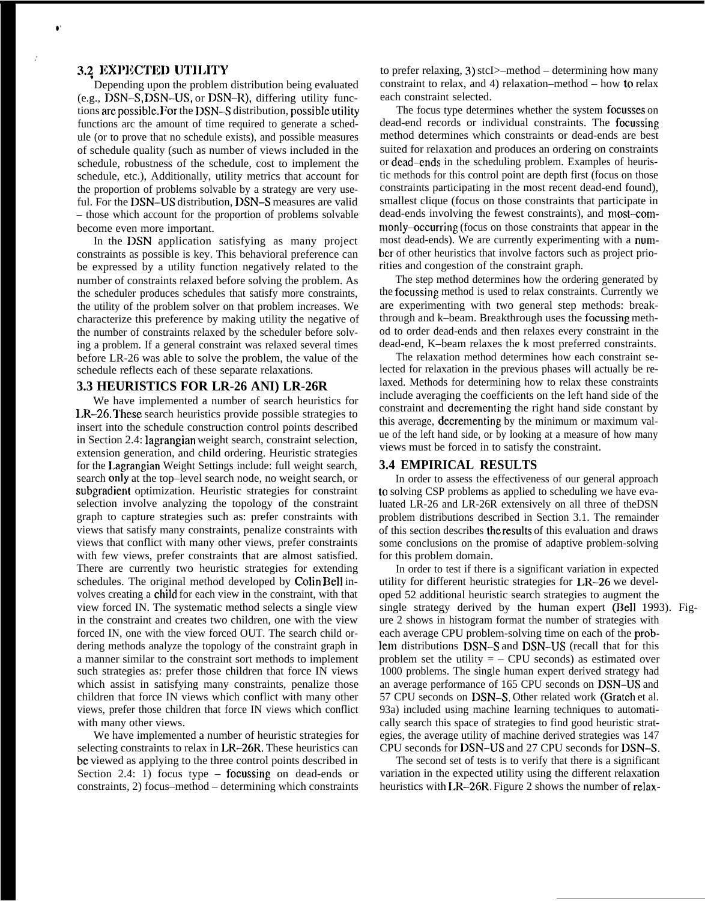### 3.2 EXPECTED UTILITY

Depending upon the problem distribution being evaluated (e.g., DSN–S, DSN–US, or DSN–R), differing utility functions are possible. For the DSN–S distribution, possible utility functions arc the amount of time required to generate a schedule (or to prove that no schedule exists), and possible measures of schedule quality (such as number of views included in the schedule, robustness of the schedule, cost to implement the schedule, etc.), Additionally, utility metrics that account for the proportion of problems solvable by a strategy are very useful. For the DSN–US distribution, DSN–S measures are valid – those which account for the proportion of problems solvable become even more important.

In the DSN application satisfying as many project constraints as possible is key. This behavioral preference can be expressed by a utility function negatively related to the number of constraints relaxed before solving the problem. As the scheduler produces schedules that satisfy more constraints, the utility of the problem solver on that problem increases. We characterize this preference by making utility the negative of the number of constraints relaxed by the scheduler before solving a problem. If a general constraint was relaxed several times before LR-26 was able to solve the problem, the value of the schedule reflects each of these separate relaxations.

### 3.3 HEURISTICS FOR LR-26 ANI) LR-26R

We have implemented a number of search heuristics for LR–26. These search heuristics provide possible strategies to insert into the schedule construction control points described in Section 2.4: lagrangian weight search, constraint selection, extension generation, and child ordering. Heuristic strategies for the Lagrangian Weight Settings include: full weight search, search only at the top–level search node, no weight search, or subgradient optimization. Heuristic strategies for constraint selection involve analyzing the topology of the constraint graph to capture strategies such as: prefer constraints with views that satisfy many constraints, penalize constraints with views that conflict with many other views, prefer constraints with few views, prefer constraints that are almost satisfied. There are currently two heuristic strategies for extending schedules. The original method developed by Colin Bell involves creating a child for each view in the constraint, with that view forced IN. The systematic method selects a single view in the constraint and creates two children, one with the view forced IN, one with the view forced OUT. The search child ordering methods analyze the topology of the constraint graph in a manner similar to the constraint sort methods to implement such strategies as: prefer those children that force IN views which assist in satisfying many constraints, penalize those children that force IN views which conflict with many other views, prefer those children that force IN views which conflict with many other views.

We have implemented a number of heuristic strategies for selecting constraints to relax in LR–26R. These heuristics can be viewed as applying to the three control points described in Section 2.4: 1) focus type – focussing on dead-ends or constraints, 2) focus–method – determining which constraints to prefer relaxing, 3) stcI>–method – determining how many constraint to relax, and 4) relaxation–method – how to relax each constraint selected.

The focus type determines whether the system focusses on dead-end records or individual constraints. The focussing method determines which constraints or dead-ends are best suited for relaxation and produces an ordering on constraints or dead–ends in the scheduling problem. Examples of heuristic methods for this control point are depth first (focus on those constraints participating in the most recent dead-end found), smallest clique (focus on those constraints that participate in dead-ends involving the fewest constraints), and most–commonly–occurring (focus on those constraints that appear in the most dead-ends). We are currently experimenting with a number of other heuristics that involve factors such as project priorities and congestion of the constraint graph.

The step method determines how the ordering generated by the focussing method is used to relax constraints. Currently we are experimenting with two general step methods: breakthrough and k–beam. Breakthrough uses the focussing method to order dead-ends and then relaxes every constraint in the dead-end, K–beam relaxes the k most preferred constraints.

The relaxation method determines how each constraint selected for relaxation in the previous phases will actually be relaxed. Methods for determining how to relax these constraints include averaging the coefficients on the left hand side of the constraint and decrementing the right hand side constant by this average, decrementing by the minimum or maximum value of the left hand side, or by looking at a measure of how many views must be forced in to satisfy the constraint.

### 3.4 EMPIRICAL RESULTS

In order to assess the effectiveness of our general approach to solving CSP problems as applied to scheduling we have evaluated LR-26 and LR-26R extensively on all three of theDSN problem distributions described in Section 3.1. The remainder of this section describes the results of this evaluation and draws some conclusions on the promise of adaptive problem-solving for this problem domain.

In order to test if there is a significant variation in expected utility for different heuristic strategies for LR–26 we developed 52 additional heuristic search strategies to augment the single strategy derived by the human expert (Bell 1993). Figure 2 shows in histogram format the number of strategies with each average CPU problem-solving time on each of the problem distributions DSN–S and DSN–US (recall that for this problem set the utility = – CPU seconds) as estimated over 1000 problems. The single human expert derived strategy had an average performance of 165 CPU seconds on DSN–US and 57 CPU seconds on DSN–S. Other related work (Gratch et al. 93a) included using machine learning techniques to automatically search this space of strategies to find good heuristic strategies, the average utility of machine derived strategies was 147 CPU seconds for DSN–US and 27 CPU seconds for DSN–S.

The second set of tests is to verify that there is a significant variation in the expected utility using the different relaxation heuristics with LR–26R. Figure 2 shows the number of relax-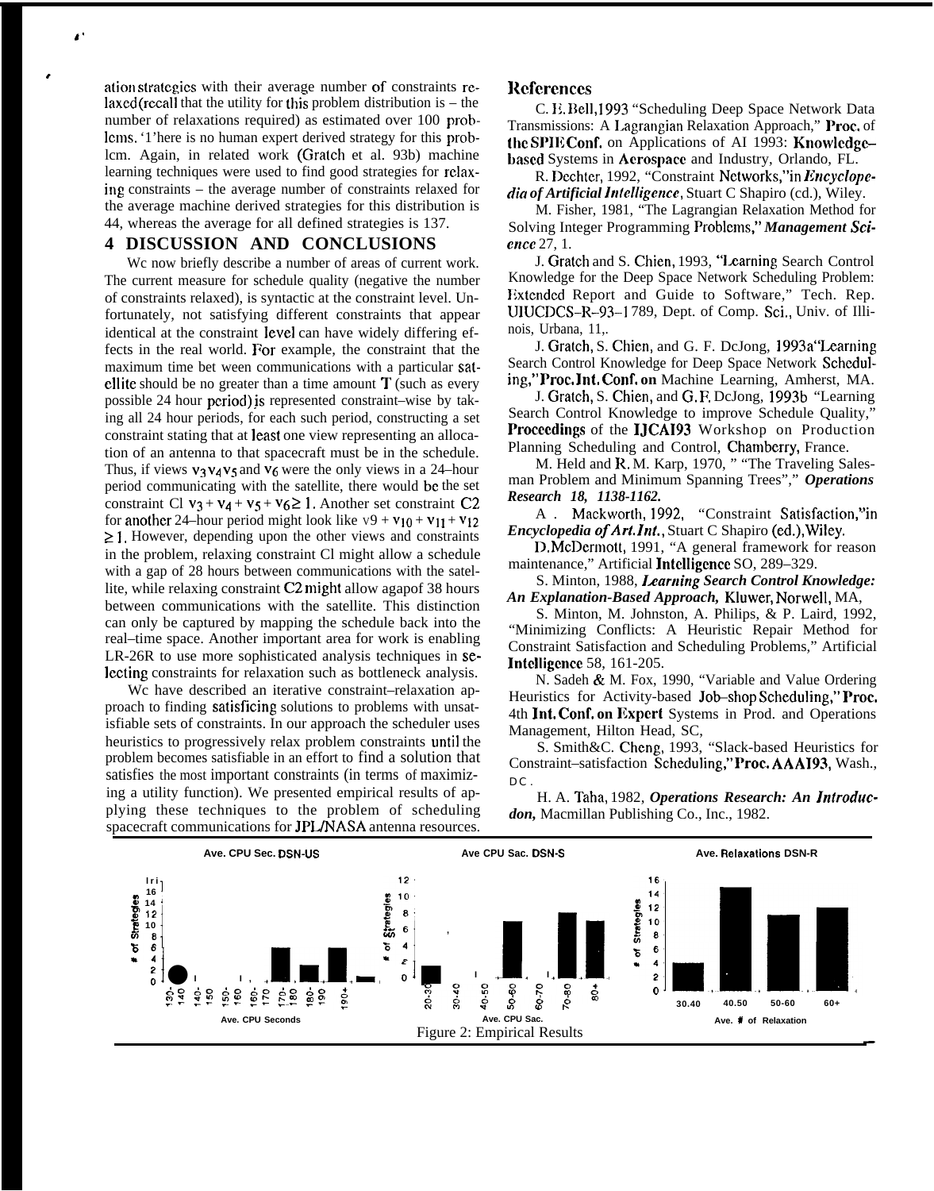ation strategies with their average number of constraints relaxed (recall that the utility for this problem distribution is – the number of relaxations required) as estimated over 100 problems. There is no human expert derived strategy for this problem. Again, in related work (Gratch et al. 93b) machine learning techniques were used to find good strategies for relaxing constraints – the average number of constraints relaxed for the average machine derived strategies for this distribution is 44, whereas the average for all defined strategies is 137.

## 4 DISCUSSION AND CONCLUSIONS

We now briefly describe a number of areas of current work. The current measure for schedule quality (negative the number of constraints relaxed), is syntactic at the constraint level. Unfortunately, not satisfying different constraints that appear identical at the constraint level can have widely differing effects in the real world. For example, the constraint that the maximum time between communications with a particular satellite should be no greater than a time amount T (such as every possible 24 hour period) is represented constraint–wise by taking all 24 hour periods, for each such period, constructing a set constraint stating that at least one view representing an allocation of an antenna to that spacecraft must be in the schedule. Thus, if views $v_3 v_4 v_5$ and $v_6$ were the only views in a 24–hour period communicating with the satellite, there would be the set constraint C1 $v_3 + v_4 + v_5 + v_6 \geq 1$. Another set constraint C2 for another 24–hour period might look like $v9 + v_{10} + v_{11} + v_{12} \geq 1$. However, depending upon the other views and constraints in the problem, relaxing constraint C1 might allow a schedule with a gap of 28 hours between communications with the satellite, while relaxing constraint C2 might allow agapof 38 hours between communications with the satellite. This distinction can only be captured by mapping the schedule back into the real–time space. Another important area for work is enabling LR-26R to use more sophisticated analysis techniques in selecting constraints for relaxation such as bottleneck analysis.

We have described an iterative constraint–relaxation approach to finding satisficing solutions to problems with unsatisfiable sets of constraints. In our approach the scheduler uses heuristics to progressively relax problem constraints until the problem becomes satisfiable in an effort to find a solution that satisfies the most important constraints (in terms of maximizing a utility function). We presented empirical results of applying these techniques to the problem of scheduling spacecraft communications for JPL/NASA antenna resources.

## References

C. E. Bell, 1993 "Scheduling Deep Space Network Data Transmissions: A Lagrangian Relaxation Approach," Proc. of the SPIE Conf. on Applications of AI 1993: Knowledge-based Systems in Aerospace and Industry, Orlando, FL.

R. Dechter, 1992, "Constraint Networks," in *Encyclopedia of Artificial Intelligence*, Stuart C Shapiro (ed.), Wiley.

M. Fisher, 1981, "The Lagrangian Relaxation Method for Solving Integer Programming Problems," *Management Science* 27, 1.

J. Gratch and S. Chien, 1993, "Learning Search Control Knowledge for the Deep Space Network Scheduling Problem: Extended Report and Guide to Software," Tech. Rep. UIUCDCS–R–93–1789, Dept. of Comp. Sci., Univ. of Illinois, Urbana, IL.

J. Gratch, S. Chien, and G. F. DeJong, 1993a "Learning Search Control Knowledge for Deep Space Network Scheduling," Proc. Int. Conf. on Machine Learning, Amherst, MA.

J. Gratch, S. Chien, and G. F. DeJong, 1993b "Learning Search Control Knowledge to improve Schedule Quality," Proceedings of the IJCAI93 Workshop on Production Planning Scheduling and Control, Chamberry, France.

M. Held and R. M. Karp, 1970, " "The Traveling Salesman Problem and Minimum Spanning Trees"," *Operations Research 18, 1138-1162.*

A. Mackworth, 1992, "Constraint Satisfaction," in *Encyclopedia of Art. Int.*, Stuart C Shapiro (ed.), Wiley.

D. McDermott, 1991, "A general framework for reason maintenance," Artificial Intelligence 50, 289–329.

S. Minton, 1988, *Learning Search Control Knowledge: An Explanation-Based Approach,* Kluwer, Norwell, MA,

S. Minton, M. Johnston, A. Philips, & P. Laird, 1992, "Minimizing Conflicts: A Heuristic Repair Method for Constraint Satisfaction and Scheduling Problems," Artificial Intelligence 58, 161-205.

N. Sadeh & M. Fox, 1990, "Variable and Value Ordering Heuristics for Activity-based Job–shop Scheduling," Proc. 4th Int. Conf. on Expert Systems in Prod. and Operations Management, Hilton Head, SC,

S. Smith & C. Cheng, 1993, "Slack-based Heuristics for Constraint–satisfaction Scheduling," Proc. AAAI93, Wash., DC.

H. A. Taha, 1982, *Operations Research: An Introduction,* Macmillan Publishing Co., Inc., 1982.

Ave. CPU Sec. DSN-US

\# of Strategies

16
14
12
10
8
6
4
2
0

130-140
140-150
150-160
160-170
170-180
180-190
190+

Ave. CPU Seconds

Ave CPU Sec. DSN-S

\# of Strategies

12
10
8
6
4
2
0

20-30
30-40
40-50
50-60
60-70
70-80
80+

Ave. CPU Sec.

Ave. Relaxations DSN-R

\# of Strategies

16
14
12
10
8
6
4
2
0

30.40
40.50
50-60
60+

Ave. # of Relaxation

Figure 2: Empirical Results